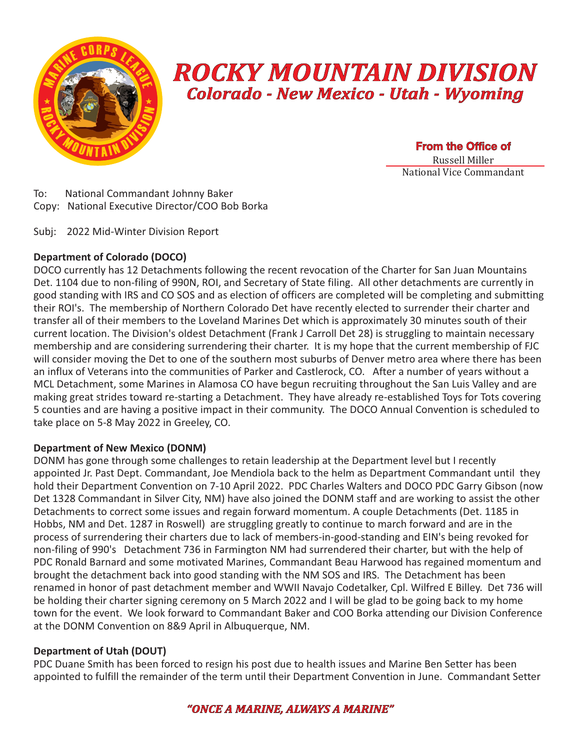# ROCKY MOUNTAIN DIVISION

## Colorado - New Mexico - Utah - Wyoming

**From the Office of**
Russell Miller
National Vice Commandant

To: National Commandant Johnny Baker
Copy: National Executive Director/COO Bob Borka

Subj: 2022 Mid-Winter Division Report

**Department of Colorado (DOCO)**

DOCO currently has 12 Detachments following the recent revocation of the Charter for San Juan Mountains Det. 1104 due to non-filing of 990N, ROI, and Secretary of State filing. All other detachments are currently in good standing with IRS and CO SOS and as election of officers are completed will be completing and submitting their ROI's. The membership of Northern Colorado Det have recently elected to surrender their charter and transfer all of their members to the Loveland Marines Det which is approximately 30 minutes south of their current location. The Division's oldest Detachment (Frank J Carroll Det 28) is struggling to maintain necessary membership and are considering surrendering their charter. It is my hope that the current membership of FJC will consider moving the Det to one of the southern most suburbs of Denver metro area where there has been an influx of Veterans into the communities of Parker and Castlerock, CO. After a number of years without a MCL Detachment, some Marines in Alamosa CO have begun recruiting throughout the San Luis Valley and are making great strides toward re-starting a Detachment. They have already re-established Toys for Tots covering 5 counties and are having a positive impact in their community. The DOCO Annual Convention is scheduled to take place on 5-8 May 2022 in Greeley, CO.

**Department of New Mexico (DONM)**

DONM has gone through some challenges to retain leadership at the Department level but I recently appointed Jr. Past Dept. Commandant, Joe Mendiola back to the helm as Department Commandant until they hold their Department Convention on 7-10 April 2022. PDC Charles Walters and DOCO PDC Garry Gibson (now Det 1328 Commandant in Silver City, NM) have also joined the DONM staff and are working to assist the other Detachments to correct some issues and regain forward momentum. A couple Detachments (Det. 1185 in Hobbs, NM and Det. 1287 in Roswell) are struggling greatly to continue to march forward and are in the process of surrendering their charters due to lack of members-in-good-standing and EIN's being revoked for non-filing of 990's Detachment 736 in Farmington NM had surrendered their charter, but with the help of PDC Ronald Barnard and some motivated Marines, Commandant Beau Harwood has regained momentum and brought the detachment back into good standing with the NM SOS and IRS. The Detachment has been renamed in honor of past detachment member and WWII Navajo Codetalker, Cpl. Wilfred E Billey. Det 736 will be holding their charter signing ceremony on 5 March 2022 and I will be glad to be going back to my home town for the event. We look forward to Commandant Baker and COO Borka attending our Division Conference at the DONM Convention on 8&9 April in Albuquerque, NM.

**Department of Utah (DOUT)**

PDC Duane Smith has been forced to resign his post due to health issues and Marine Ben Setter has been appointed to fulfill the remainder of the term until their Department Convention in June. Commandant Setter

*"ONCE A MARINE, ALWAYS A MARINE"*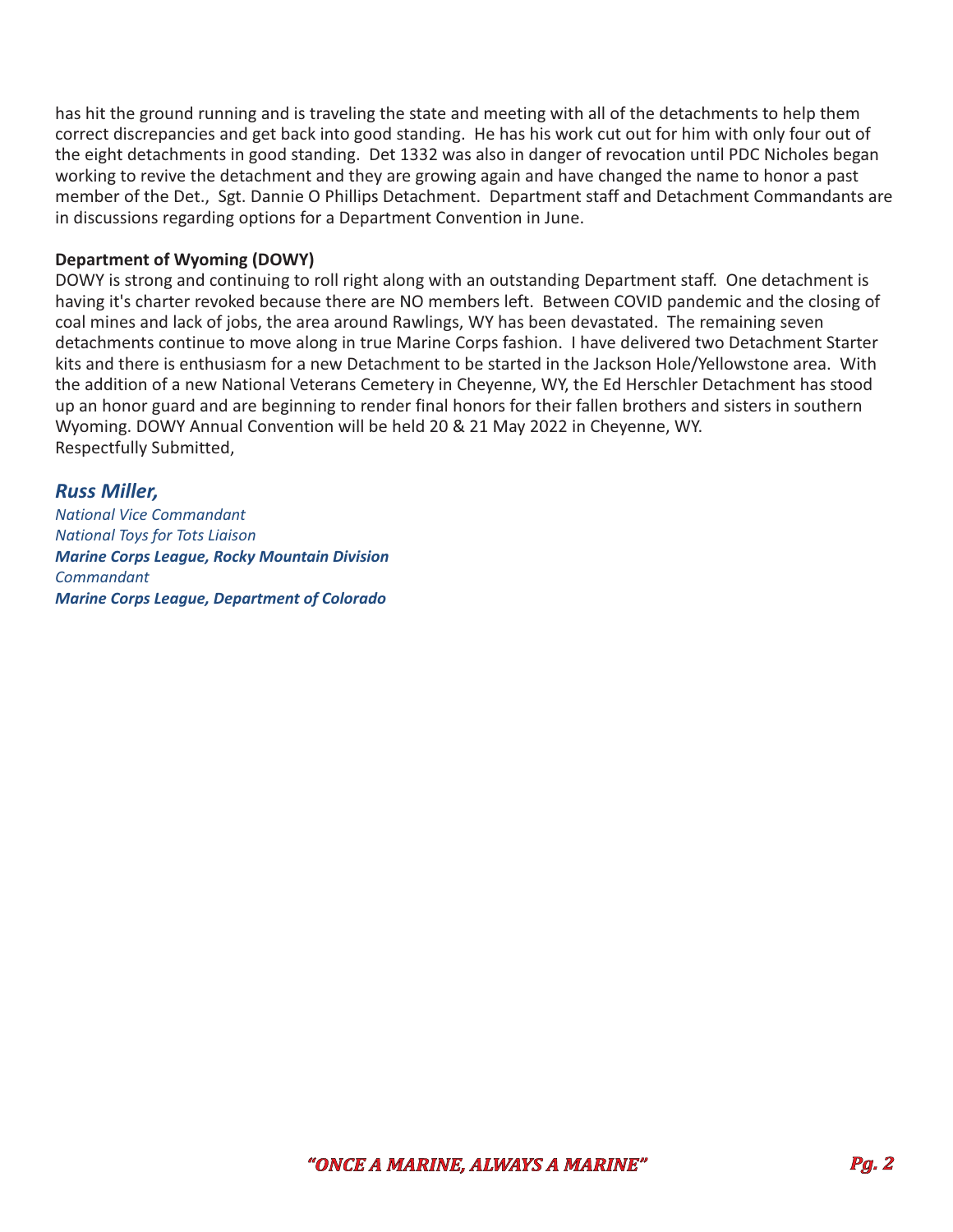has hit the ground running and is traveling the state and meeting with all of the detachments to help them correct discrepancies and get back into good standing. He has his work cut out for him with only four out of the eight detachments in good standing. Det 1332 was also in danger of revocation until PDC Nicholes began working to revive the detachment and they are growing again and have changed the name to honor a past member of the Det., Sgt. Dannie O Phillips Detachment. Department staff and Detachment Commandants are in discussions regarding options for a Department Convention in June.

**Department of Wyoming (DOWY)**

DOWY is strong and continuing to roll right along with an outstanding Department staff. One detachment is having it's charter revoked because there are NO members left. Between COVID pandemic and the closing of coal mines and lack of jobs, the area around Rawlings, WY has been devastated. The remaining seven detachments continue to move along in true Marine Corps fashion. I have delivered two Detachment Starter kits and there is enthusiasm for a new Detachment to be started in the Jackson Hole/Yellowstone area. With the addition of a new National Veterans Cemetery in Cheyenne, WY, the Ed Herschler Detachment has stood up an honor guard and are beginning to render final honors for their fallen brothers and sisters in southern Wyoming. DOWY Annual Convention will be held 20 & 21 May 2022 in Cheyenne, WY.

Respectfully Submitted,

***Russ Miller,***

*National Vice Commandant*
*National Toys for Tots Liaison*
***Marine Corps League, Rocky Mountain Division***
*Commandant*
***Marine Corps League, Department of Colorado***

*"ONCE A MARINE, ALWAYS A MARINE"*